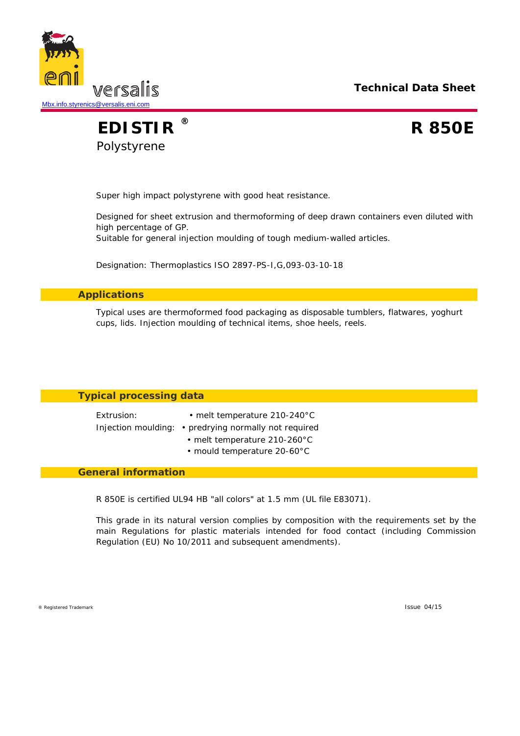versalis

Mbx.info.styrenics@versalis.eni.com

**Technical Data Sheet**

# EDISTIR ® R 850E

Polystyrene

Super high impact polystyrene with good heat resistance.

Designed for sheet extrusion and thermoforming of deep drawn containers even diluted with high percentage of GP.
Suitable for general injection moulding of tough medium-walled articles.

Designation: Thermoplastics ISO 2897-PS-I,G,093-03-10-18

## Applications

Typical uses are thermoformed food packaging as disposable tumblers, flatwares, yoghurt cups, lids. Injection moulding of technical items, shoe heels, reels.

## Typical processing data

Extrusion:
- melt temperature 210-240°C

Injection moulding:
- predrying normally not required
- melt temperature 210-260°C
- mould temperature 20-60°C

## General information

R 850E is certified UL94 HB "all colors" at 1.5 mm (UL file E83071).

This grade in its natural version complies by composition with the requirements set by the main Regulations for plastic materials intended for food contact (including Commission Regulation (EU) No 10/2011 and subsequent amendments).

® Registered Trademark

Issue 04/15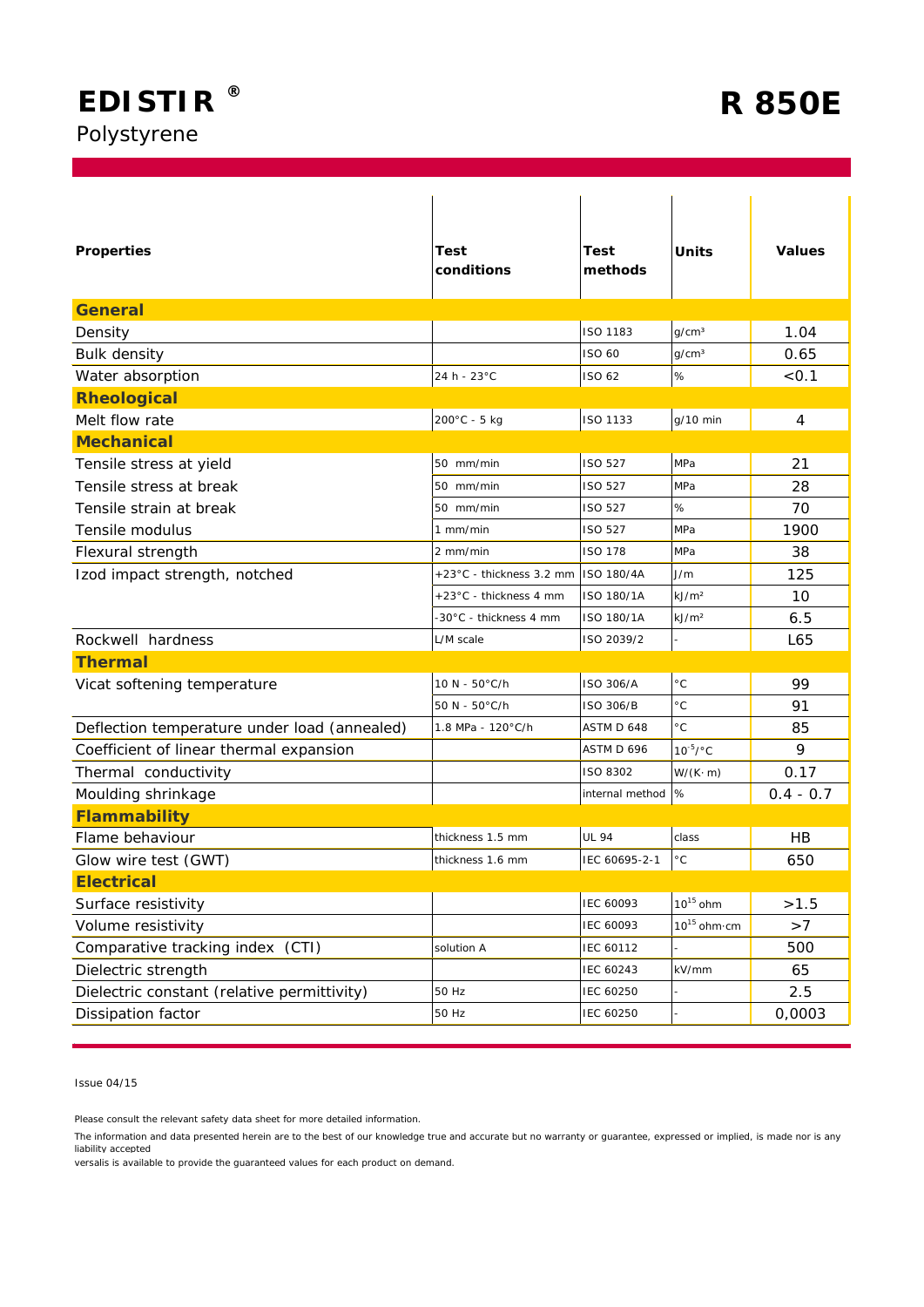# EDISTIR ®

Polystyrene

# R 850E

| Properties | Test conditions | Test methods | Units | Values |
|---|---|---|---|---|
| **General** | | | | |
| Density | | ISO 1183 | $g/cm^3$ | 1.04 |
| Bulk density | | ISO 60 | $g/cm^3$ | 0.65 |
| Water absorption | 24 h - 23°C | ISO 62 | % | <0.1 |
| **Rheological** | | | | |
| Melt flow rate | 200°C - 5 kg | ISO 1133 | g/10 min | 4 |
| **Mechanical** | | | | |
| Tensile stress at yield | 50 mm/min | ISO 527 | MPa | 21 |
| Tensile stress at break | 50 mm/min | ISO 527 | MPa | 28 |
| Tensile strain at break | 50 mm/min | ISO 527 | % | 70 |
| Tensile modulus | 1 mm/min | ISO 527 | MPa | 1900 |
| Flexural strength | 2 mm/min | ISO 178 | MPa | 38 |
| Izod impact strength, notched | +23°C - thickness 3.2 mm | ISO 180/4A | J/m | 125 |
| | +23°C - thickness 4 mm | ISO 180/1A | $kJ/m^2$ | 10 |
| | -30°C - thickness 4 mm | ISO 180/1A | $kJ/m^2$ | 6.5 |
| Rockwell hardness | L/M scale | ISO 2039/2 | - | L65 |
| **Thermal** | | | | |
| Vicat softening temperature | 10 N - 50°C/h | ISO 306/A | °C | 99 |
| | 50 N - 50°C/h | ISO 306/B | °C | 91 |
| Deflection temperature under load (annealed) | 1.8 MPa - 120°C/h | ASTM D 648 | °C | 85 |
| Coefficient of linear thermal expansion | | ASTM D 696 | $10^{-5}$/°C | 9 |
| Thermal conductivity | | ISO 8302 | W/(K·m) | 0.17 |
| Moulding shrinkage | | internal method | % | 0.4 - 0.7 |
| **Flammability** | | | | |
| Flame behaviour | thickness 1.5 mm | UL 94 | class | HB |
| Glow wire test (GWT) | thickness 1.6 mm | IEC 60695-2-1 | °C | 650 |
| **Electrical** | | | | |
| Surface resistivity | | IEC 60093 | $10^{15}$ ohm | >1.5 |
| Volume resistivity | | IEC 60093 | $10^{15}$ ohm·cm | >7 |
| Comparative tracking index (CTI) | solution A | IEC 60112 | - | 500 |
| Dielectric strength | | IEC 60243 | kV/mm | 65 |
| Dielectric constant (relative permittivity) | 50 Hz | IEC 60250 | - | 2.5 |
| Dissipation factor | 50 Hz | IEC 60250 | - | 0,0003 |

Issue 04/15

Please consult the relevant safety data sheet for more detailed information.

The information and data presented herein are to the best of our knowledge true and accurate but no warranty or guarantee, expressed or implied, is made nor is any liability accepted

versalis is available to provide the guaranteed values for each product on demand.